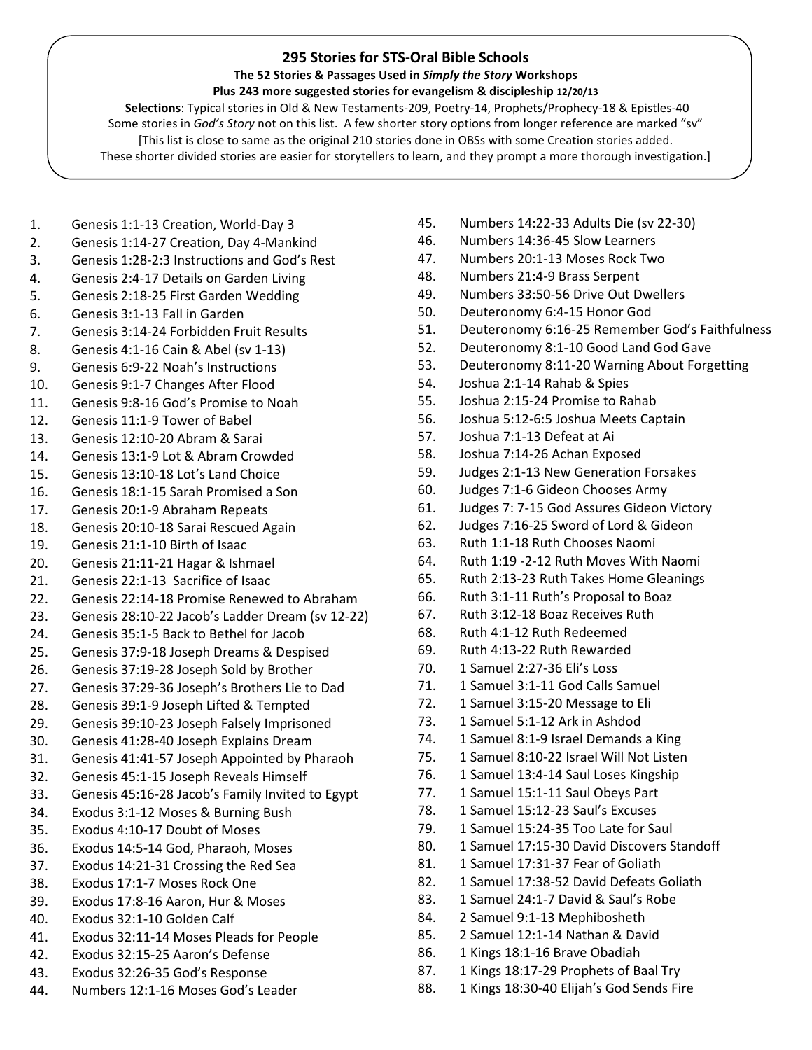## 295 Stories for STS-Oral Bible Schools

**The 52 Stories & Passages Used in *Simply the Story* Workshops**

**Plus 243 more suggested stories for evangelism & discipleship** 12/20/13

**Selections**: Typical stories in Old & New Testaments-209, Poetry-14, Prophets/Prophecy-18 & Epistles-40
Some stories in *God's Story* not on this list. A few shorter story options from longer reference are marked "sv"
[This list is close to same as the original 210 stories done in OBSs with some Creation stories added.
These shorter divided stories are easier for storytellers to learn, and they prompt a more thorough investigation.]

1. Genesis 1:1-13 Creation, World-Day 3
2. Genesis 1:14-27 Creation, Day 4-Mankind
3. Genesis 1:28-2:3 Instructions and God's Rest
4. Genesis 2:4-17 Details on Garden Living
5. Genesis 2:18-25 First Garden Wedding
6. Genesis 3:1-13 Fall in Garden
7. Genesis 3:14-24 Forbidden Fruit Results
8. Genesis 4:1-16 Cain & Abel (sv 1-13)
9. Genesis 6:9-22 Noah's Instructions
10. Genesis 9:1-7 Changes After Flood
11. Genesis 9:8-16 God's Promise to Noah
12. Genesis 11:1-9 Tower of Babel
13. Genesis 12:10-20 Abram & Sarai
14. Genesis 13:1-9 Lot & Abram Crowded
15. Genesis 13:10-18 Lot's Land Choice
16. Genesis 18:1-15 Sarah Promised a Son
17. Genesis 20:1-9 Abraham Repeats
18. Genesis 20:10-18 Sarai Rescued Again
19. Genesis 21:1-10 Birth of Isaac
20. Genesis 21:11-21 Hagar & Ishmael
21. Genesis 22:1-13 Sacrifice of Isaac
22. Genesis 22:14-18 Promise Renewed to Abraham
23. Genesis 28:10-22 Jacob's Ladder Dream (sv 12-22)
24. Genesis 35:1-5 Back to Bethel for Jacob
25. Genesis 37:9-18 Joseph Dreams & Despised
26. Genesis 37:19-28 Joseph Sold by Brother
27. Genesis 37:29-36 Joseph's Brothers Lie to Dad
28. Genesis 39:1-9 Joseph Lifted & Tempted
29. Genesis 39:10-23 Joseph Falsely Imprisoned
30. Genesis 41:28-40 Joseph Explains Dream
31. Genesis 41:41-57 Joseph Appointed by Pharaoh
32. Genesis 45:1-15 Joseph Reveals Himself
33. Genesis 45:16-28 Jacob's Family Invited to Egypt
34. Exodus 3:1-12 Moses & Burning Bush
35. Exodus 4:10-17 Doubt of Moses
36. Exodus 14:5-14 God, Pharaoh, Moses
37. Exodus 14:21-31 Crossing the Red Sea
38. Exodus 17:1-7 Moses Rock One
39. Exodus 17:8-16 Aaron, Hur & Moses
40. Exodus 32:1-10 Golden Calf
41. Exodus 32:11-14 Moses Pleads for People
42. Exodus 32:15-25 Aaron's Defense
43. Exodus 32:26-35 God's Response
44. Numbers 12:1-16 Moses God's Leader
45. Numbers 14:22-33 Adults Die (sv 22-30)
46. Numbers 14:36-45 Slow Learners
47. Numbers 20:1-13 Moses Rock Two
48. Numbers 21:4-9 Brass Serpent
49. Numbers 33:50-56 Drive Out Dwellers
50. Deuteronomy 6:4-15 Honor God
51. Deuteronomy 6:16-25 Remember God's Faithfulness
52. Deuteronomy 8:1-10 Good Land God Gave
53. Deuteronomy 8:11-20 Warning About Forgetting
54. Joshua 2:1-14 Rahab & Spies
55. Joshua 2:15-24 Promise to Rahab
56. Joshua 5:12-6:5 Joshua Meets Captain
57. Joshua 7:1-13 Defeat at Ai
58. Joshua 7:14-26 Achan Exposed
59. Judges 2:1-13 New Generation Forsakes
60. Judges 7:1-6 Gideon Chooses Army
61. Judges 7: 7-15 God Assures Gideon Victory
62. Judges 7:16-25 Sword of Lord & Gideon
63. Ruth 1:1-18 Ruth Chooses Naomi
64. Ruth 1:19 -2-12 Ruth Moves With Naomi
65. Ruth 2:13-23 Ruth Takes Home Gleanings
66. Ruth 3:1-11 Ruth's Proposal to Boaz
67. Ruth 3:12-18 Boaz Receives Ruth
68. Ruth 4:1-12 Ruth Redeemed
69. Ruth 4:13-22 Ruth Rewarded
70. 1 Samuel 2:27-36 Eli's Loss
71. 1 Samuel 3:1-11 God Calls Samuel
72. 1 Samuel 3:15-20 Message to Eli
73. 1 Samuel 5:1-12 Ark in Ashdod
74. 1 Samuel 8:1-9 Israel Demands a King
75. 1 Samuel 8:10-22 Israel Will Not Listen
76. 1 Samuel 13:4-14 Saul Loses Kingship
77. 1 Samuel 15:1-11 Saul Obeys Part
78. 1 Samuel 15:12-23 Saul's Excuses
79. 1 Samuel 15:24-35 Too Late for Saul
80. 1 Samuel 17:15-30 David Discovers Standoff
81. 1 Samuel 17:31-37 Fear of Goliath
82. 1 Samuel 17:38-52 David Defeats Goliath
83. 1 Samuel 24:1-7 David & Saul's Robe
84. 2 Samuel 9:1-13 Mephibosheth
85. 2 Samuel 12:1-14 Nathan & David
86. 1 Kings 18:1-16 Brave Obadiah
87. 1 Kings 18:17-29 Prophets of Baal Try
88. 1 Kings 18:30-40 Elijah's God Sends Fire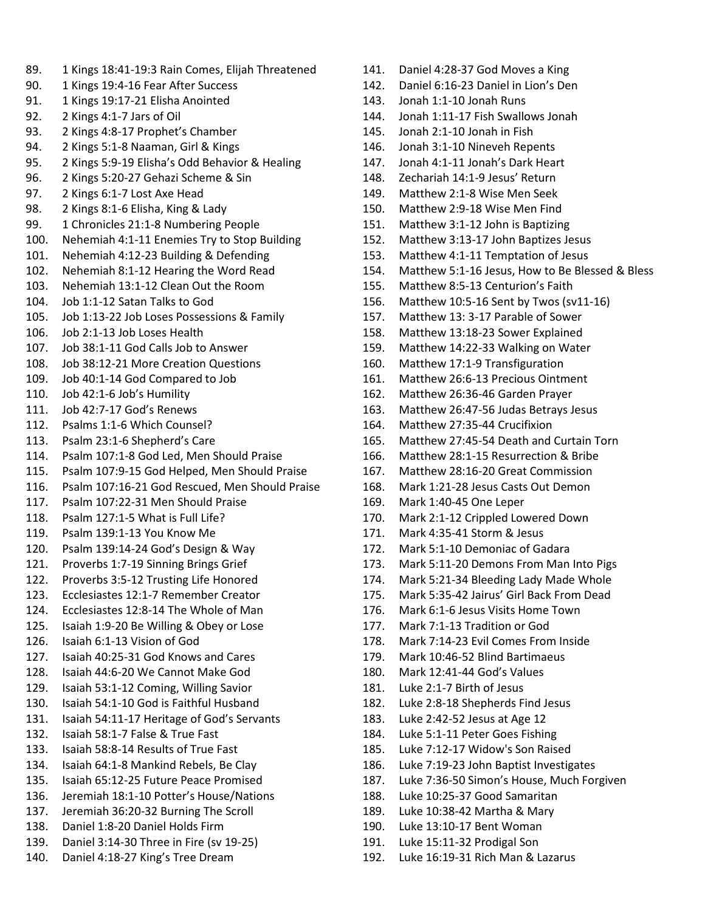89. 1 Kings 18:41-19:3 Rain Comes, Elijah Threatened
90. 1 Kings 19:4-16 Fear After Success
91. 1 Kings 19:17-21 Elisha Anointed
92. 2 Kings 4:1-7 Jars of Oil
93. 2 Kings 4:8-17 Prophet's Chamber
94. 2 Kings 5:1-8 Naaman, Girl & Kings
95. 2 Kings 5:9-19 Elisha's Odd Behavior & Healing
96. 2 Kings 5:20-27 Gehazi Scheme & Sin
97. 2 Kings 6:1-7 Lost Axe Head
98. 2 Kings 8:1-6 Elisha, King & Lady
99. 1 Chronicles 21:1-8 Numbering People
100. Nehemiah 4:1-11 Enemies Try to Stop Building
101. Nehemiah 4:12-23 Building & Defending
102. Nehemiah 8:1-12 Hearing the Word Read
103. Nehemiah 13:1-12 Clean Out the Room
104. Job 1:1-12 Satan Talks to God
105. Job 1:13-22 Job Loses Possessions & Family
106. Job 2:1-13 Job Loses Health
107. Job 38:1-11 God Calls Job to Answer
108. Job 38:12-21 More Creation Questions
109. Job 40:1-14 God Compared to Job
110. Job 42:1-6 Job's Humility
111. Job 42:7-17 God's Renews
112. Psalms 1:1-6 Which Counsel?
113. Psalm 23:1-6 Shepherd's Care
114. Psalm 107:1-8 God Led, Men Should Praise
115. Psalm 107:9-15 God Helped, Men Should Praise
116. Psalm 107:16-21 God Rescued, Men Should Praise
117. Psalm 107:22-31 Men Should Praise
118. Psalm 127:1-5 What is Full Life?
119. Psalm 139:1-13 You Know Me
120. Psalm 139:14-24 God's Design & Way
121. Proverbs 1:7-19 Sinning Brings Grief
122. Proverbs 3:5-12 Trusting Life Honored
123. Ecclesiastes 12:1-7 Remember Creator
124. Ecclesiastes 12:8-14 The Whole of Man
125. Isaiah 1:9-20 Be Willing & Obey or Lose
126. Isaiah 6:1-13 Vision of God
127. Isaiah 40:25-31 God Knows and Cares
128. Isaiah 44:6-20 We Cannot Make God
129. Isaiah 53:1-12 Coming, Willing Savior
130. Isaiah 54:1-10 God is Faithful Husband
131. Isaiah 54:11-17 Heritage of God's Servants
132. Isaiah 58:1-7 False & True Fast
133. Isaiah 58:8-14 Results of True Fast
134. Isaiah 64:1-8 Mankind Rebels, Be Clay
135. Isaiah 65:12-25 Future Peace Promised
136. Jeremiah 18:1-10 Potter's House/Nations
137. Jeremiah 36:20-32 Burning The Scroll
138. Daniel 1:8-20 Daniel Holds Firm
139. Daniel 3:14-30 Three in Fire (sv 19-25)
140. Daniel 4:18-27 King's Tree Dream
141. Daniel 4:28-37 God Moves a King
142. Daniel 6:16-23 Daniel in Lion's Den
143. Jonah 1:1-10 Jonah Runs
144. Jonah 1:11-17 Fish Swallows Jonah
145. Jonah 2:1-10 Jonah in Fish
146. Jonah 3:1-10 Nineveh Repents
147. Jonah 4:1-11 Jonah's Dark Heart
148. Zechariah 14:1-9 Jesus' Return
149. Matthew 2:1-8 Wise Men Seek
150. Matthew 2:9-18 Wise Men Find
151. Matthew 3:1-12 John is Baptizing
152. Matthew 3:13-17 John Baptizes Jesus
153. Matthew 4:1-11 Temptation of Jesus
154. Matthew 5:1-16 Jesus, How to Be Blessed & Bless
155. Matthew 8:5-13 Centurion's Faith
156. Matthew 10:5-16 Sent by Twos (sv11-16)
157. Matthew 13: 3-17 Parable of Sower
158. Matthew 13:18-23 Sower Explained
159. Matthew 14:22-33 Walking on Water
160. Matthew 17:1-9 Transfiguration
161. Matthew 26:6-13 Precious Ointment
162. Matthew 26:36-46 Garden Prayer
163. Matthew 26:47-56 Judas Betrays Jesus
164. Matthew 27:35-44 Crucifixion
165. Matthew 27:45-54 Death and Curtain Torn
166. Matthew 28:1-15 Resurrection & Bribe
167. Matthew 28:16-20 Great Commission
168. Mark 1:21-28 Jesus Casts Out Demon
169. Mark 1:40-45 One Leper
170. Mark 2:1-12 Crippled Lowered Down
171. Mark 4:35-41 Storm & Jesus
172. Mark 5:1-10 Demoniac of Gadara
173. Mark 5:11-20 Demons From Man Into Pigs
174. Mark 5:21-34 Bleeding Lady Made Whole
175. Mark 5:35-42 Jairus' Girl Back From Dead
176. Mark 6:1-6 Jesus Visits Home Town
177. Mark 7:1-13 Tradition or God
178. Mark 7:14-23 Evil Comes From Inside
179. Mark 10:46-52 Blind Bartimaeus
180. Mark 12:41-44 God's Values
181. Luke 2:1-7 Birth of Jesus
182. Luke 2:8-18 Shepherds Find Jesus
183. Luke 2:42-52 Jesus at Age 12
184. Luke 5:1-11 Peter Goes Fishing
185. Luke 7:12-17 Widow's Son Raised
186. Luke 7:19-23 John Baptist Investigates
187. Luke 7:36-50 Simon's House, Much Forgiven
188. Luke 10:25-37 Good Samaritan
189. Luke 10:38-42 Martha & Mary
190. Luke 13:10-17 Bent Woman
191. Luke 15:11-32 Prodigal Son
192. Luke 16:19-31 Rich Man & Lazarus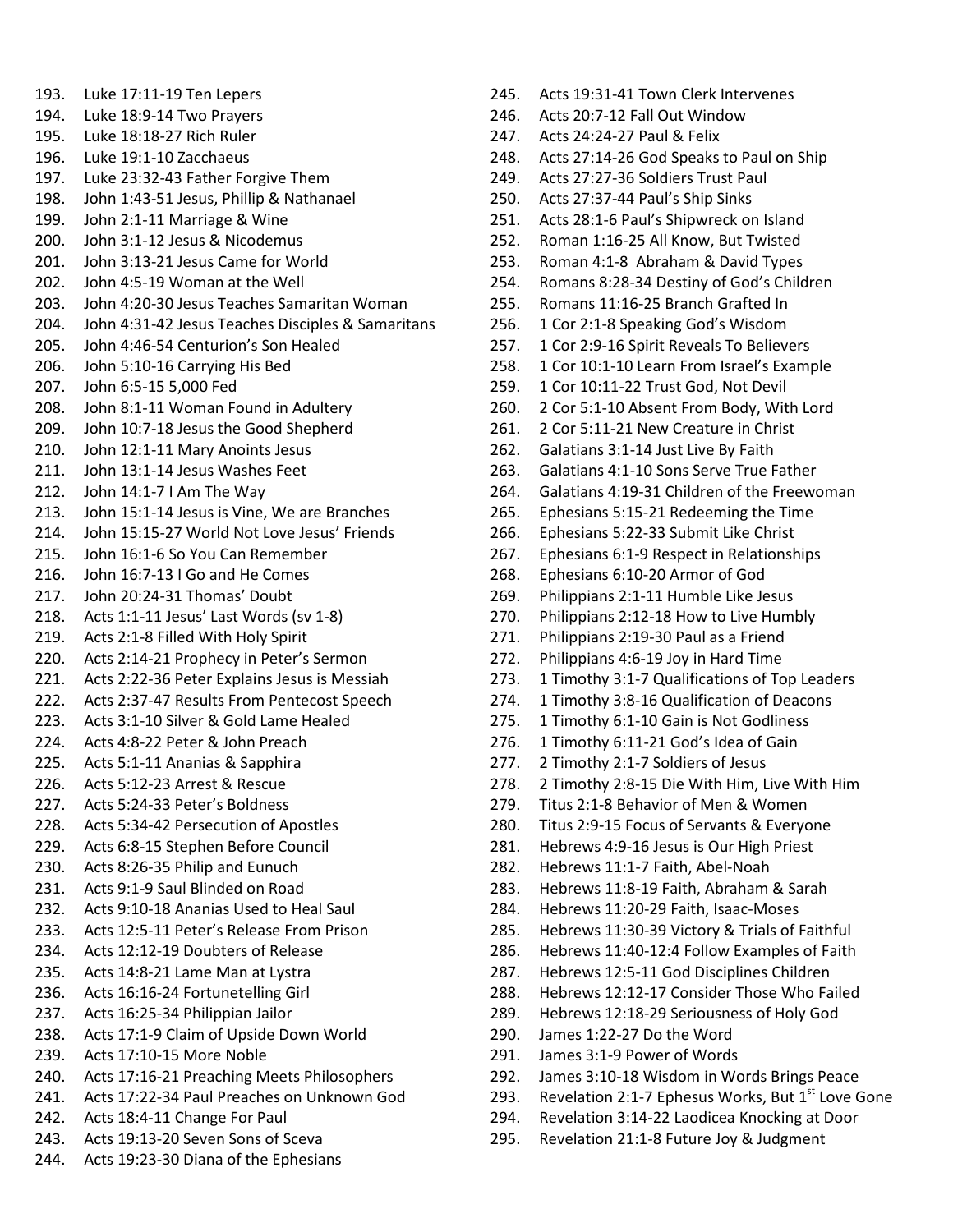193. Luke 17:11-19 Ten Lepers
194. Luke 18:9-14 Two Prayers
195. Luke 18:18-27 Rich Ruler
196. Luke 19:1-10 Zacchaeus
197. Luke 23:32-43 Father Forgive Them
198. John 1:43-51 Jesus, Phillip & Nathanael
199. John 2:1-11 Marriage & Wine
200. John 3:1-12 Jesus & Nicodemus
201. John 3:13-21 Jesus Came for World
202. John 4:5-19 Woman at the Well
203. John 4:20-30 Jesus Teaches Samaritan Woman
204. John 4:31-42 Jesus Teaches Disciples & Samaritans
205. John 4:46-54 Centurion's Son Healed
206. John 5:10-16 Carrying His Bed
207. John 6:5-15 5,000 Fed
208. John 8:1-11 Woman Found in Adultery
209. John 10:7-18 Jesus the Good Shepherd
210. John 12:1-11 Mary Anoints Jesus
211. John 13:1-14 Jesus Washes Feet
212. John 14:1-7 I Am The Way
213. John 15:1-14 Jesus is Vine, We are Branches
214. John 15:15-27 World Not Love Jesus' Friends
215. John 16:1-6 So You Can Remember
216. John 16:7-13 I Go and He Comes
217. John 20:24-31 Thomas' Doubt
218. Acts 1:1-11 Jesus' Last Words (sv 1-8)
219. Acts 2:1-8 Filled With Holy Spirit
220. Acts 2:14-21 Prophecy in Peter's Sermon
221. Acts 2:22-36 Peter Explains Jesus is Messiah
222. Acts 2:37-47 Results From Pentecost Speech
223. Acts 3:1-10 Silver & Gold Lame Healed
224. Acts 4:8-22 Peter & John Preach
225. Acts 5:1-11 Ananias & Sapphira
226. Acts 5:12-23 Arrest & Rescue
227. Acts 5:24-33 Peter's Boldness
228. Acts 5:34-42 Persecution of Apostles
229. Acts 6:8-15 Stephen Before Council
230. Acts 8:26-35 Philip and Eunuch
231. Acts 9:1-9 Saul Blinded on Road
232. Acts 9:10-18 Ananias Used to Heal Saul
233. Acts 12:5-11 Peter's Release From Prison
234. Acts 12:12-19 Doubters of Release
235. Acts 14:8-21 Lame Man at Lystra
236. Acts 16:16-24 Fortunetelling Girl
237. Acts 16:25-34 Philippian Jailor
238. Acts 17:1-9 Claim of Upside Down World
239. Acts 17:10-15 More Noble
240. Acts 17:16-21 Preaching Meets Philosophers
241. Acts 17:22-34 Paul Preaches on Unknown God
242. Acts 18:4-11 Change For Paul
243. Acts 19:13-20 Seven Sons of Sceva
244. Acts 19:23-30 Diana of the Ephesians
245. Acts 19:31-41 Town Clerk Intervenes
246. Acts 20:7-12 Fall Out Window
247. Acts 24:24-27 Paul & Felix
248. Acts 27:14-26 God Speaks to Paul on Ship
249. Acts 27:27-36 Soldiers Trust Paul
250. Acts 27:37-44 Paul's Ship Sinks
251. Acts 28:1-6 Paul's Shipwreck on Island
252. Roman 1:16-25 All Know, But Twisted
253. Roman 4:1-8 Abraham & David Types
254. Romans 8:28-34 Destiny of God's Children
255. Romans 11:16-25 Branch Grafted In
256. 1 Cor 2:1-8 Speaking God's Wisdom
257. 1 Cor 2:9-16 Spirit Reveals To Believers
258. 1 Cor 10:1-10 Learn From Israel's Example
259. 1 Cor 10:11-22 Trust God, Not Devil
260. 2 Cor 5:1-10 Absent From Body, With Lord
261. 2 Cor 5:11-21 New Creature in Christ
262. Galatians 3:1-14 Just Live By Faith
263. Galatians 4:1-10 Sons Serve True Father
264. Galatians 4:19-31 Children of the Freewoman
265. Ephesians 5:15-21 Redeeming the Time
266. Ephesians 5:22-33 Submit Like Christ
267. Ephesians 6:1-9 Respect in Relationships
268. Ephesians 6:10-20 Armor of God
269. Philippians 2:1-11 Humble Like Jesus
270. Philippians 2:12-18 How to Live Humbly
271. Philippians 2:19-30 Paul as a Friend
272. Philippians 4:6-19 Joy in Hard Time
273. 1 Timothy 3:1-7 Qualifications of Top Leaders
274. 1 Timothy 3:8-16 Qualification of Deacons
275. 1 Timothy 6:1-10 Gain is Not Godliness
276. 1 Timothy 6:11-21 God's Idea of Gain
277. 2 Timothy 2:1-7 Soldiers of Jesus
278. 2 Timothy 2:8-15 Die With Him, Live With Him
279. Titus 2:1-8 Behavior of Men & Women
280. Titus 2:9-15 Focus of Servants & Everyone
281. Hebrews 4:9-16 Jesus is Our High Priest
282. Hebrews 11:1-7 Faith, Abel-Noah
283. Hebrews 11:8-19 Faith, Abraham & Sarah
284. Hebrews 11:20-29 Faith, Isaac-Moses
285. Hebrews 11:30-39 Victory & Trials of Faithful
286. Hebrews 11:40-12:4 Follow Examples of Faith
287. Hebrews 12:5-11 God Disciplines Children
288. Hebrews 12:12-17 Consider Those Who Failed
289. Hebrews 12:18-29 Seriousness of Holy God
290. James 1:22-27 Do the Word
291. James 3:1-9 Power of Words
292. James 3:10-18 Wisdom in Words Brings Peace
293. Revelation 2:1-7 Ephesus Works, But 1st Love Gone
294. Revelation 3:14-22 Laodicea Knocking at Door
295. Revelation 21:1-8 Future Joy & Judgment